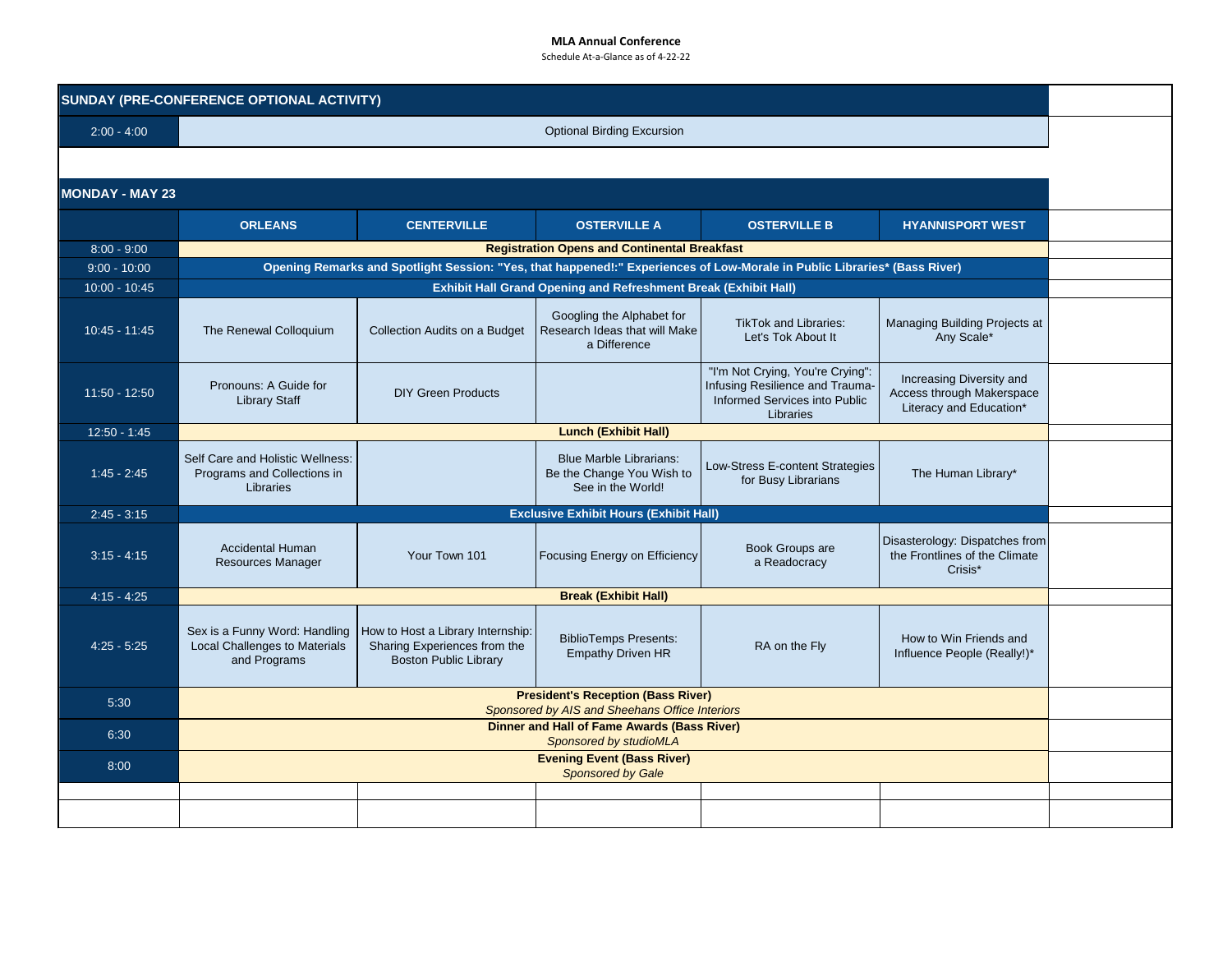**MLA Annual Conference**

Schedule At-a-Glance as of 4-22-22

| SUNDAY (PRE-CONFERENCE OPTIONAL ACTIVITY) | | | | | |
|---|---|---|---|---|---|
| 2:00 - 4:00 | Optional Birding Excursion | | | | |

| MONDAY - MAY 23 | ORLEANS | CENTERVILLE | OSTERVILLE A | OSTERVILLE B | HYANNISPORT WEST |
|---|---|---|---|---|---|
| 8:00 - 9:00 | **Registration Opens and Continental Breakfast** | | | | |
| 9:00 - 10:00 | **Opening Remarks and Spotlight Session: "Yes, that happened!:" Experiences of Low-Morale in Public Libraries* (Bass River)** | | | | |
| 10:00 - 10:45 | **Exhibit Hall Grand Opening and Refreshment Break (Exhibit Hall)** | | | | |
| 10:45 - 11:45 | The Renewal Colloquium | Collection Audits on a Budget | Googling the Alphabet for Research Ideas that will Make a Difference | TikTok and Libraries: Let's Tok About It | Managing Building Projects at Any Scale* |
| 11:50 - 12:50 | Pronouns: A Guide for Library Staff | DIY Green Products | | "I'm Not Crying, You're Crying": Infusing Resilience and Trauma-Informed Services into Public Libraries | Increasing Diversity and Access through Makerspace Literacy and Education* |
| 12:50 - 1:45 | **Lunch (Exhibit Hall)** | | | | |
| 1:45 - 2:45 | Self Care and Holistic Wellness: Programs and Collections in Libraries | | Blue Marble Librarians: Be the Change You Wish to See in the World! | Low-Stress E-content Strategies for Busy Librarians | The Human Library* |
| 2:45 - 3:15 | **Exclusive Exhibit Hours (Exhibit Hall)** | | | | |
| 3:15 - 4:15 | Accidental Human Resources Manager | Your Town 101 | Focusing Energy on Efficiency | Book Groups are a Readocracy | Disasterology: Dispatches from the Frontlines of the Climate Crisis* |
| 4:15 - 4:25 | **Break (Exhibit Hall)** | | | | |
| 4:25 - 5:25 | Sex is a Funny Word: Handling Local Challenges to Materials and Programs | How to Host a Library Internship: Sharing Experiences from the Boston Public Library | BiblioTemps Presents: Empathy Driven HR | RA on the Fly | How to Win Friends and Influence People (Really!)* |
| 5:30 | **President's Reception (Bass River)** *Sponsored by AIS and Sheehans Office Interiors* | | | | |
| 6:30 | **Dinner and Hall of Fame Awards (Bass River)** *Sponsored by studioMLA* | | | | |
| 8:00 | **Evening Event (Bass River)** *Sponsored by Gale* | | | | |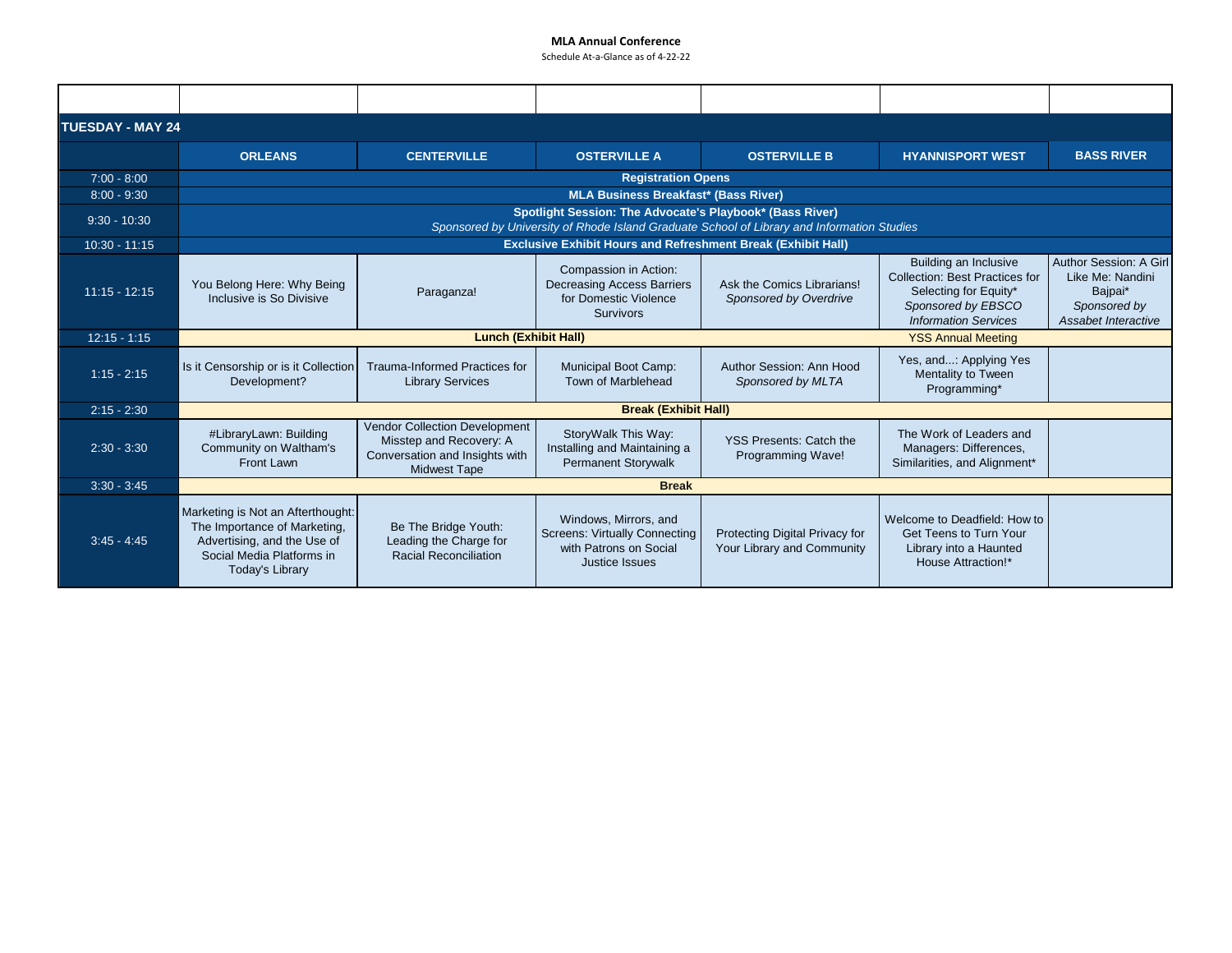**MLA Annual Conference**

Schedule At-a-Glance as of 4-22-22

| | | | | | | |
|---|---|---|---|---|---|---|
| **TUESDAY - MAY 24** | | | | | | |
| | **ORLEANS** | **CENTERVILLE** | **OSTERVILLE A** | **OSTERVILLE B** | **HYANNISPORT WEST** | **BASS RIVER** |
| 7:00 - 8:00 | **Registration Opens** | | | | | |
| 8:00 - 9:30 | **MLA Business Breakfast* (Bass River)** | | | | | |
| 9:30 - 10:30 | **Spotlight Session: The Advocate's Playbook* (Bass River)** *Sponsored by University of Rhode Island Graduate School of Library and Information Studies* | | | | | |
| 10:30 - 11:15 | **Exclusive Exhibit Hours and Refreshment Break (Exhibit Hall)** | | | | | |
| 11:15 - 12:15 | You Belong Here: Why Being Inclusive is So Divisive | Paraganza! | Compassion in Action: Decreasing Access Barriers for Domestic Violence Survivors | Ask the Comics Librarians! *Sponsored by Overdrive* | Building an Inclusive Collection: Best Practices for Selecting for Equity* *Sponsored by EBSCO Information Services* | Author Session: A Girl Like Me: Nandini Bajpai* *Sponsored by Assabet Interactive* |
| 12:15 - 1:15 | **Lunch (Exhibit Hall)** | | | | YSS Annual Meeting | |
| 1:15 - 2:15 | Is it Censorship or is it Collection Development? | Trauma-Informed Practices for Library Services | Municipal Boot Camp: Town of Marblehead | Author Session: Ann Hood *Sponsored by MLTA* | Yes, and...: Applying Yes Mentality to Tween Programming* | |
| 2:15 - 2:30 | **Break (Exhibit Hall)** | | | | | |
| 2:30 - 3:30 | #LibraryLawn: Building Community on Waltham's Front Lawn | Vendor Collection Development Misstep and Recovery: A Conversation and Insights with Midwest Tape | StoryWalk This Way: Installing and Maintaining a Permanent Storywalk | YSS Presents: Catch the Programming Wave! | The Work of Leaders and Managers: Differences, Similarities, and Alignment* | |
| 3:30 - 3:45 | **Break** | | | | | |
| 3:45 - 4:45 | Marketing is Not an Afterthought: The Importance of Marketing, Advertising, and the Use of Social Media Platforms in Today's Library | Be The Bridge Youth: Leading the Charge for Racial Reconciliation | Windows, Mirrors, and Screens: Virtually Connecting with Patrons on Social Justice Issues | Protecting Digital Privacy for Your Library and Community | Welcome to Deadfield: How to Get Teens to Turn Your Library into a Haunted House Attraction!* | |